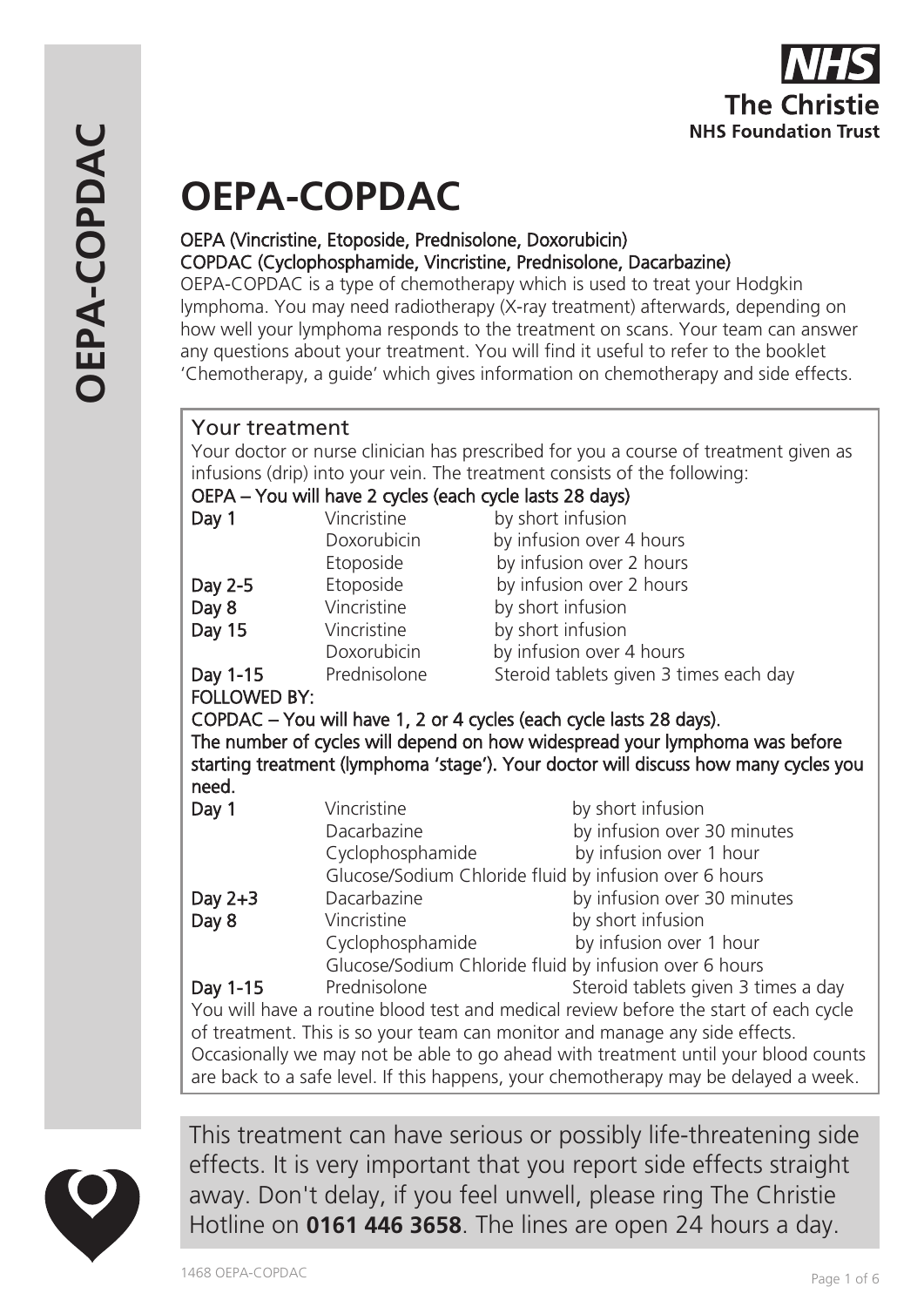# OEPA-COPDAC

**OEPA (Vincristine, Etoposide, Prednisolone, Doxorubicin)**
**COPDAC (Cyclophosphamide, Vincristine, Prednisolone, Dacarbazine)**

OEPA-COPDAC is a type of chemotherapy which is used to treat your Hodgkin lymphoma. You may need radiotherapy (X-ray treatment) afterwards, depending on how well your lymphoma responds to the treatment on scans. Your team can answer any questions about your treatment. You will find it useful to refer to the booklet 'Chemotherapy, a guide' which gives information on chemotherapy and side effects.

## Your treatment

Your doctor or nurse clinician has prescribed for you a course of treatment given as infusions (drip) into your vein. The treatment consists of the following:

**OEPA – You will have 2 cycles (each cycle lasts 28 days)**

| | | |
|---|---|---|
| **Day 1** | Vincristine | by short infusion |
| | Doxorubicin | by infusion over 4 hours |
| | Etoposide | by infusion over 2 hours |
| **Day 2-5** | Etoposide | by infusion over 2 hours |
| **Day 8** | Vincristine | by short infusion |
| **Day 15** | Vincristine | by short infusion |
| | Doxorubicin | by infusion over 4 hours |
| **Day 1-15** | Prednisolone | Steroid tablets given 3 times each day |

**FOLLOWED BY:**

**COPDAC – You will have 1, 2 or 4 cycles (each cycle lasts 28 days). The number of cycles will depend on how widespread your lymphoma was before starting treatment (lymphoma 'stage'). Your doctor will discuss how many cycles you need.**

| | | |
|---|---|---|
| **Day 1** | Vincristine | by short infusion |
| | Dacarbazine | by infusion over 30 minutes |
| | Cyclophosphamide | by infusion over 1 hour |
| | Glucose/Sodium Chloride fluid | by infusion over 6 hours |
| **Day 2+3** | Dacarbazine | by infusion over 30 minutes |
| **Day 8** | Vincristine | by short infusion |
| | Cyclophosphamide | by infusion over 1 hour |
| | Glucose/Sodium Chloride fluid | by infusion over 6 hours |
| **Day 1-15** | Prednisolone | Steroid tablets given 3 times a day |

You will have a routine blood test and medical review before the start of each cycle of treatment. This is so your team can monitor and manage any side effects. Occasionally we may not be able to go ahead with treatment until your blood counts are back to a safe level. If this happens, your chemotherapy may be delayed a week.

This treatment can have serious or possibly life-threatening side effects. It is very important that you report side effects straight away. Don't delay, if you feel unwell, please ring The Christie Hotline on **0161 446 3658**. The lines are open 24 hours a day.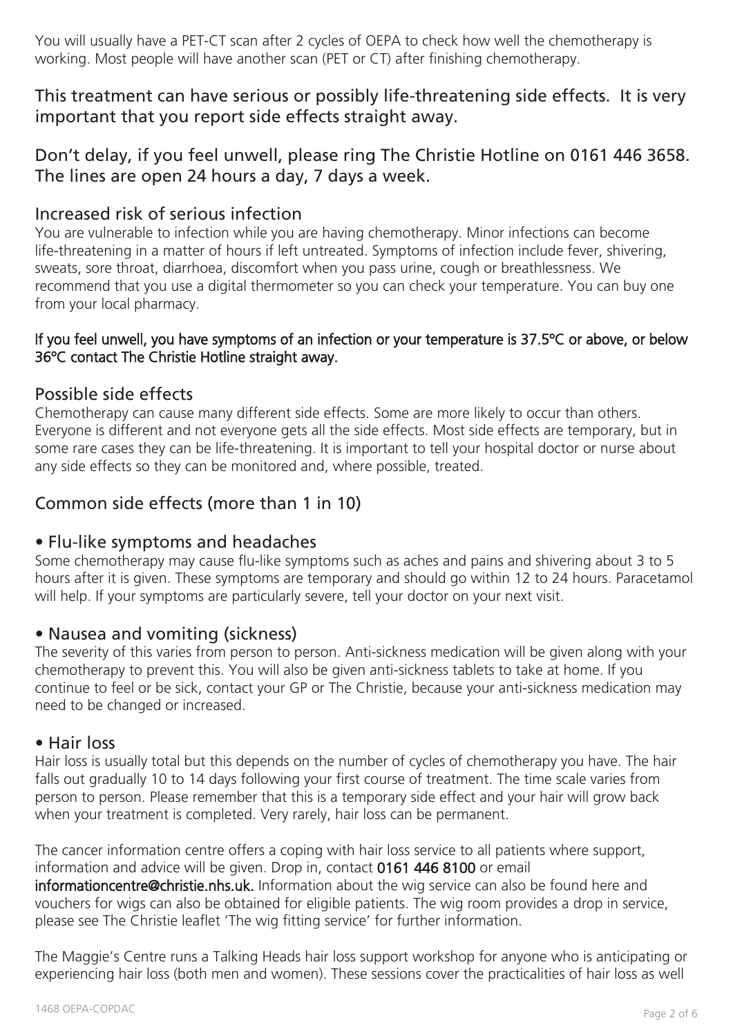You will usually have a PET-CT scan after 2 cycles of OEPA to check how well the chemotherapy is working. Most people will have another scan (PET or CT) after finishing chemotherapy.

## This treatment can have serious or possibly life-threatening side effects. It is very important that you report side effects straight away.

## Don't delay, if you feel unwell, please ring The Christie Hotline on 0161 446 3658. The lines are open 24 hours a day, 7 days a week.

## Increased risk of serious infection

You are vulnerable to infection while you are having chemotherapy. Minor infections can become life-threatening in a matter of hours if left untreated. Symptoms of infection include fever, shivering, sweats, sore throat, diarrhoea, discomfort when you pass urine, cough or breathlessness. We recommend that you use a digital thermometer so you can check your temperature. You can buy one from your local pharmacy.

**If you feel unwell, you have symptoms of an infection or your temperature is 37.5ºC or above, or below 36ºC contact The Christie Hotline straight away.**

## Possible side effects

Chemotherapy can cause many different side effects. Some are more likely to occur than others. Everyone is different and not everyone gets all the side effects. Most side effects are temporary, but in some rare cases they can be life-threatening. It is important to tell your hospital doctor or nurse about any side effects so they can be monitored and, where possible, treated.

## Common side effects (more than 1 in 10)

### • Flu-like symptoms and headaches

Some chemotherapy may cause flu-like symptoms such as aches and pains and shivering about 3 to 5 hours after it is given. These symptoms are temporary and should go within 12 to 24 hours. Paracetamol will help. If your symptoms are particularly severe, tell your doctor on your next visit.

### • Nausea and vomiting (sickness)

The severity of this varies from person to person. Anti-sickness medication will be given along with your chemotherapy to prevent this. You will also be given anti-sickness tablets to take at home. If you continue to feel or be sick, contact your GP or The Christie, because your anti-sickness medication may need to be changed or increased.

### • Hair loss

Hair loss is usually total but this depends on the number of cycles of chemotherapy you have. The hair falls out gradually 10 to 14 days following your first course of treatment. The time scale varies from person to person. Please remember that this is a temporary side effect and your hair will grow back when your treatment is completed. Very rarely, hair loss can be permanent.

The cancer information centre offers a coping with hair loss service to all patients where support, information and advice will be given. Drop in, contact **0161 446 8100** or email **informationcentre@christie.nhs.uk.** Information about the wig service can also be found here and vouchers for wigs can also be obtained for eligible patients. The wig room provides a drop in service, please see The Christie leaflet 'The wig fitting service' for further information.

The Maggie's Centre runs a Talking Heads hair loss support workshop for anyone who is anticipating or experiencing hair loss (both men and women). These sessions cover the practicalities of hair loss as well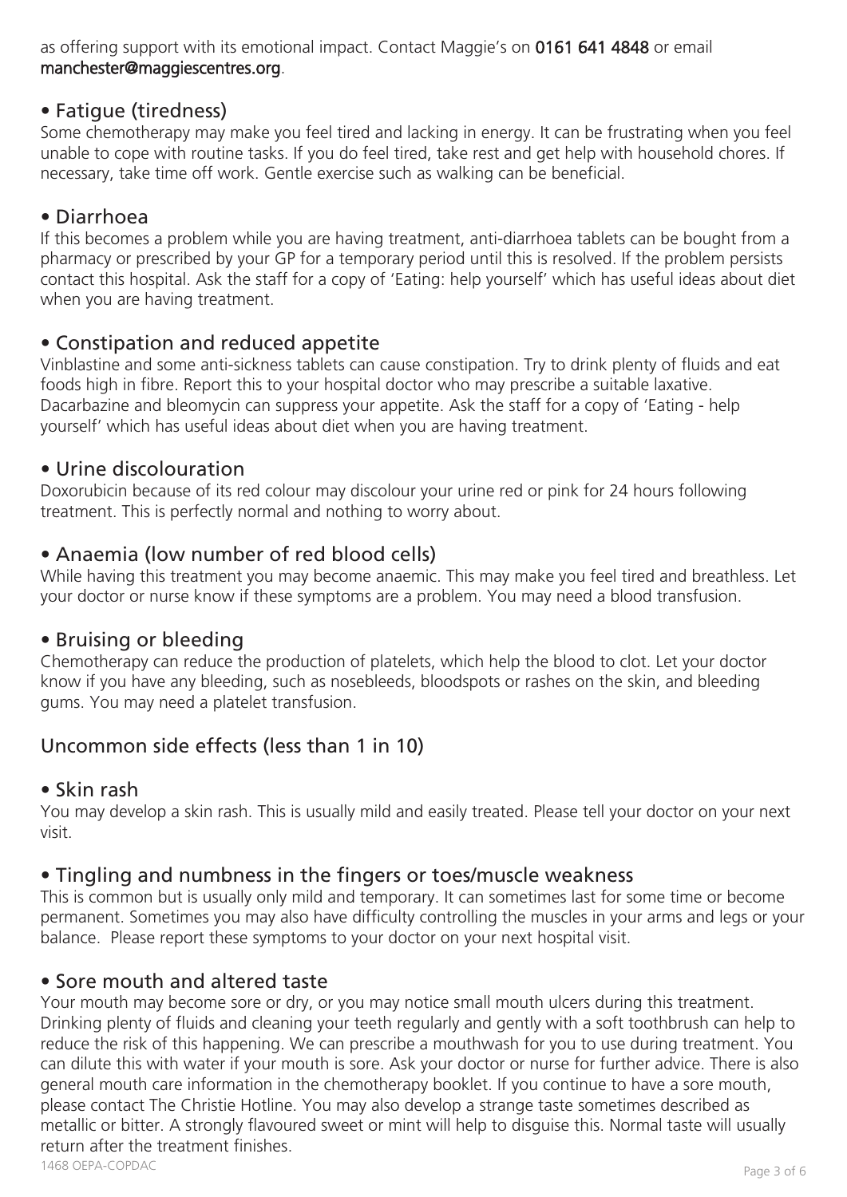as offering support with its emotional impact. Contact Maggie's on **0161 641 4848** or email manchester@maggiescentres.org.

### • Fatigue (tiredness)

Some chemotherapy may make you feel tired and lacking in energy. It can be frustrating when you feel unable to cope with routine tasks. If you do feel tired, take rest and get help with household chores. If necessary, take time off work. Gentle exercise such as walking can be beneficial.

### • Diarrhoea

If this becomes a problem while you are having treatment, anti-diarrhoea tablets can be bought from a pharmacy or prescribed by your GP for a temporary period until this is resolved. If the problem persists contact this hospital. Ask the staff for a copy of 'Eating: help yourself' which has useful ideas about diet when you are having treatment.

### • Constipation and reduced appetite

Vinblastine and some anti-sickness tablets can cause constipation. Try to drink plenty of fluids and eat foods high in fibre. Report this to your hospital doctor who may prescribe a suitable laxative. Dacarbazine and bleomycin can suppress your appetite. Ask the staff for a copy of 'Eating - help yourself' which has useful ideas about diet when you are having treatment.

### • Urine discolouration

Doxorubicin because of its red colour may discolour your urine red or pink for 24 hours following treatment. This is perfectly normal and nothing to worry about.

### • Anaemia (low number of red blood cells)

While having this treatment you may become anaemic. This may make you feel tired and breathless. Let your doctor or nurse know if these symptoms are a problem. You may need a blood transfusion.

### • Bruising or bleeding

Chemotherapy can reduce the production of platelets, which help the blood to clot. Let your doctor know if you have any bleeding, such as nosebleeds, bloodspots or rashes on the skin, and bleeding gums. You may need a platelet transfusion.

## Uncommon side effects (less than 1 in 10)

### • Skin rash

You may develop a skin rash. This is usually mild and easily treated. Please tell your doctor on your next visit.

### • Tingling and numbness in the fingers or toes/muscle weakness

This is common but is usually only mild and temporary. It can sometimes last for some time or become permanent. Sometimes you may also have difficulty controlling the muscles in your arms and legs or your balance. Please report these symptoms to your doctor on your next hospital visit.

### • Sore mouth and altered taste

Your mouth may become sore or dry, or you may notice small mouth ulcers during this treatment. Drinking plenty of fluids and cleaning your teeth regularly and gently with a soft toothbrush can help to reduce the risk of this happening. We can prescribe a mouthwash for you to use during treatment. You can dilute this with water if your mouth is sore. Ask your doctor or nurse for further advice. There is also general mouth care information in the chemotherapy booklet. If you continue to have a sore mouth, please contact The Christie Hotline. You may also develop a strange taste sometimes described as metallic or bitter. A strongly flavoured sweet or mint will help to disguise this. Normal taste will usually return after the treatment finishes.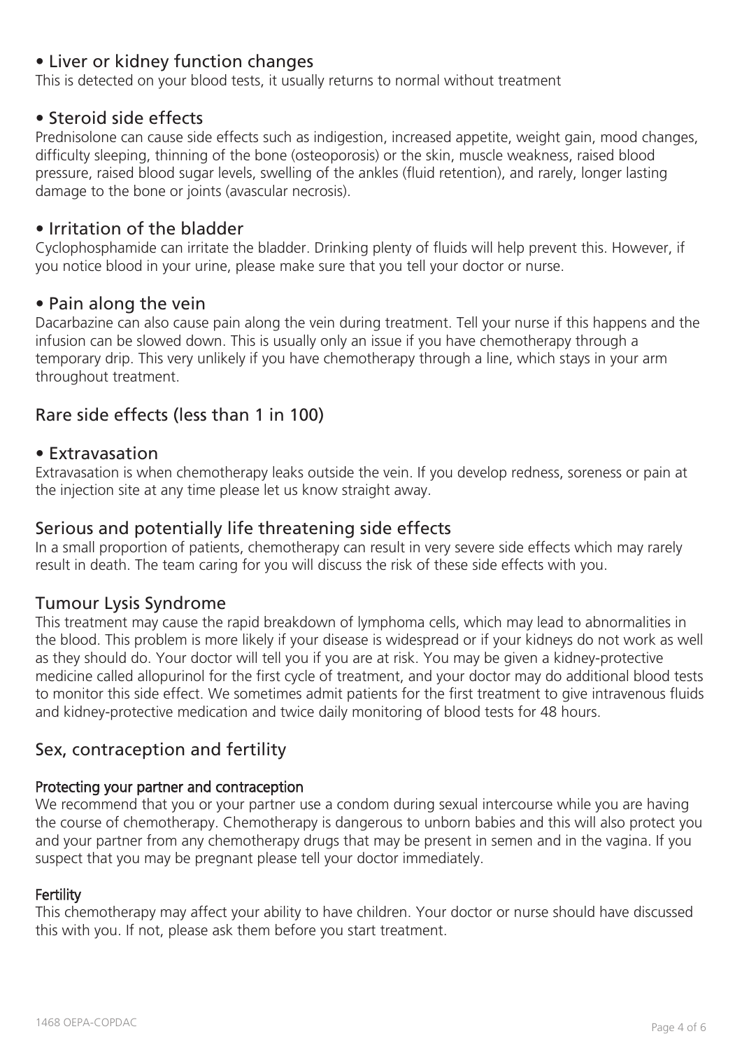### • Liver or kidney function changes

This is detected on your blood tests, it usually returns to normal without treatment

### • Steroid side effects

Prednisolone can cause side effects such as indigestion, increased appetite, weight gain, mood changes, difficulty sleeping, thinning of the bone (osteoporosis) or the skin, muscle weakness, raised blood pressure, raised blood sugar levels, swelling of the ankles (fluid retention), and rarely, longer lasting damage to the bone or joints (avascular necrosis).

### • Irritation of the bladder

Cyclophosphamide can irritate the bladder. Drinking plenty of fluids will help prevent this. However, if you notice blood in your urine, please make sure that you tell your doctor or nurse.

### • Pain along the vein

Dacarbazine can also cause pain along the vein during treatment. Tell your nurse if this happens and the infusion can be slowed down. This is usually only an issue if you have chemotherapy through a temporary drip. This very unlikely if you have chemotherapy through a line, which stays in your arm throughout treatment.

## Rare side effects (less than 1 in 100)

### • Extravasation

Extravasation is when chemotherapy leaks outside the vein. If you develop redness, soreness or pain at the injection site at any time please let us know straight away.

## Serious and potentially life threatening side effects

In a small proportion of patients, chemotherapy can result in very severe side effects which may rarely result in death. The team caring for you will discuss the risk of these side effects with you.

## Tumour Lysis Syndrome

This treatment may cause the rapid breakdown of lymphoma cells, which may lead to abnormalities in the blood. This problem is more likely if your disease is widespread or if your kidneys do not work as well as they should do. Your doctor will tell you if you are at risk. You may be given a kidney-protective medicine called allopurinol for the first cycle of treatment, and your doctor may do additional blood tests to monitor this side effect. We sometimes admit patients for the first treatment to give intravenous fluids and kidney-protective medication and twice daily monitoring of blood tests for 48 hours.

## Sex, contraception and fertility

#### Protecting your partner and contraception

We recommend that you or your partner use a condom during sexual intercourse while you are having the course of chemotherapy. Chemotherapy is dangerous to unborn babies and this will also protect you and your partner from any chemotherapy drugs that may be present in semen and in the vagina. If you suspect that you may be pregnant please tell your doctor immediately.

#### Fertility

This chemotherapy may affect your ability to have children. Your doctor or nurse should have discussed this with you. If not, please ask them before you start treatment.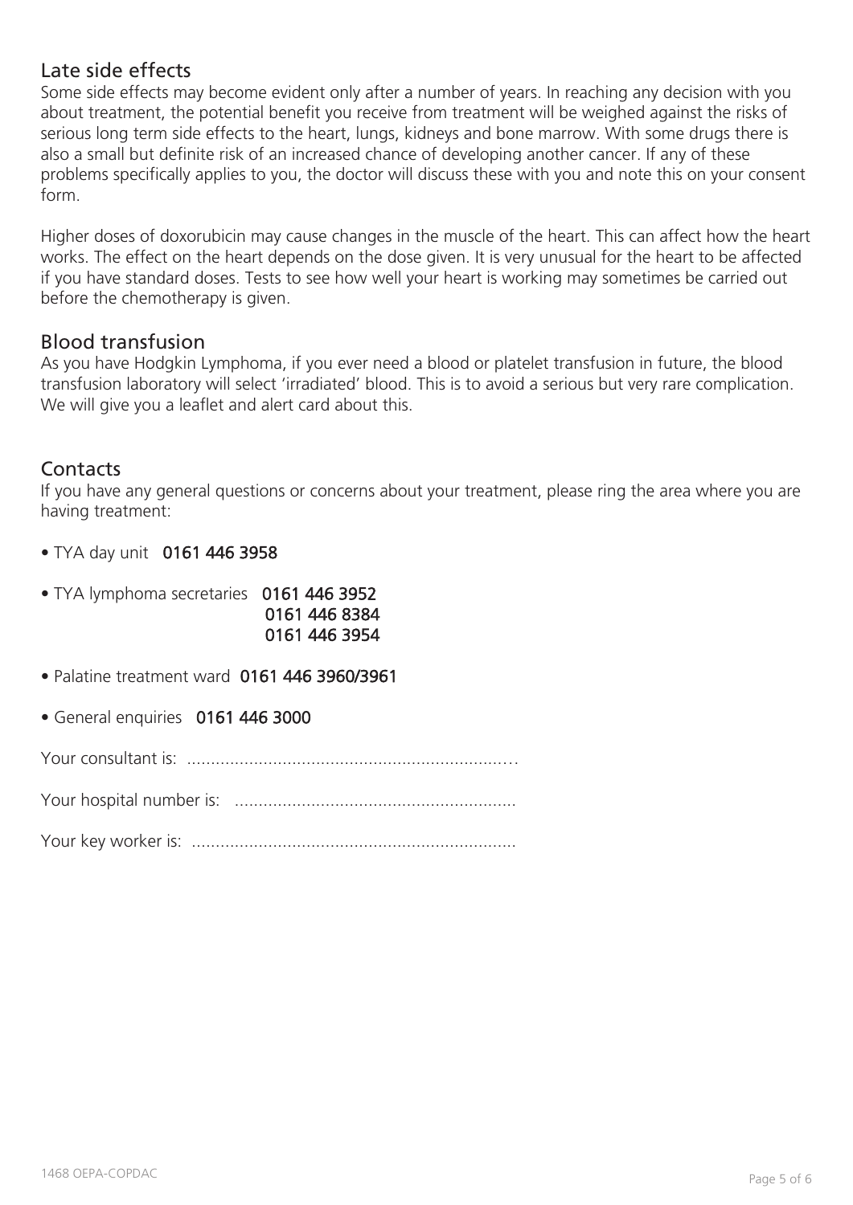## Late side effects

Some side effects may become evident only after a number of years. In reaching any decision with you about treatment, the potential benefit you receive from treatment will be weighed against the risks of serious long term side effects to the heart, lungs, kidneys and bone marrow. With some drugs there is also a small but definite risk of an increased chance of developing another cancer. If any of these problems specifically applies to you, the doctor will discuss these with you and note this on your consent form.

Higher doses of doxorubicin may cause changes in the muscle of the heart. This can affect how the heart works. The effect on the heart depends on the dose given. It is very unusual for the heart to be affected if you have standard doses. Tests to see how well your heart is working may sometimes be carried out before the chemotherapy is given.

## Blood transfusion

As you have Hodgkin Lymphoma, if you ever need a blood or platelet transfusion in future, the blood transfusion laboratory will select 'irradiated' blood. This is to avoid a serious but very rare complication. We will give you a leaflet and alert card about this.

## Contacts

If you have any general questions or concerns about your treatment, please ring the area where you are having treatment:

- TYA day unit **0161 446 3958**
- TYA lymphoma secretaries **0161 446 3952**
  **0161 446 8384**
  **0161 446 3954**
- Palatine treatment ward **0161 446 3960/3961**
- General enquiries **0161 446 3000**

Your consultant is: ....................................................................

Your hospital number is: ..........................................................

Your key worker is: ...................................................................

1468 OEPA-COPDAC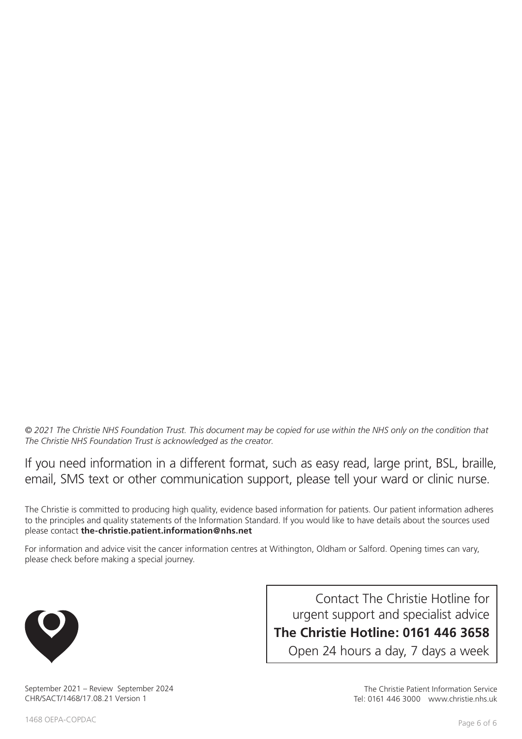*© 2021 The Christie NHS Foundation Trust. This document may be copied for use within the NHS only on the condition that The Christie NHS Foundation Trust is acknowledged as the creator.*

If you need information in a different format, such as easy read, large print, BSL, braille, email, SMS text or other communication support, please tell your ward or clinic nurse.

The Christie is committed to producing high quality, evidence based information for patients. Our patient information adheres to the principles and quality statements of the Information Standard. If you would like to have details about the sources used please contact **the-christie.patient.information@nhs.net**

For information and advice visit the cancer information centres at Withington, Oldham or Salford. Opening times can vary, please check before making a special journey.

Contact The Christie Hotline for urgent support and specialist advice

**The Christie Hotline: 0161 446 3658**

Open 24 hours a day, 7 days a week

September 2021 – Review September 2024
CHR/SACT/1468/17.08.21 Version 1

The Christie Patient Information Service
Tel: 0161 446 3000 www.christie.nhs.uk

1468 OEPA-COPDAC